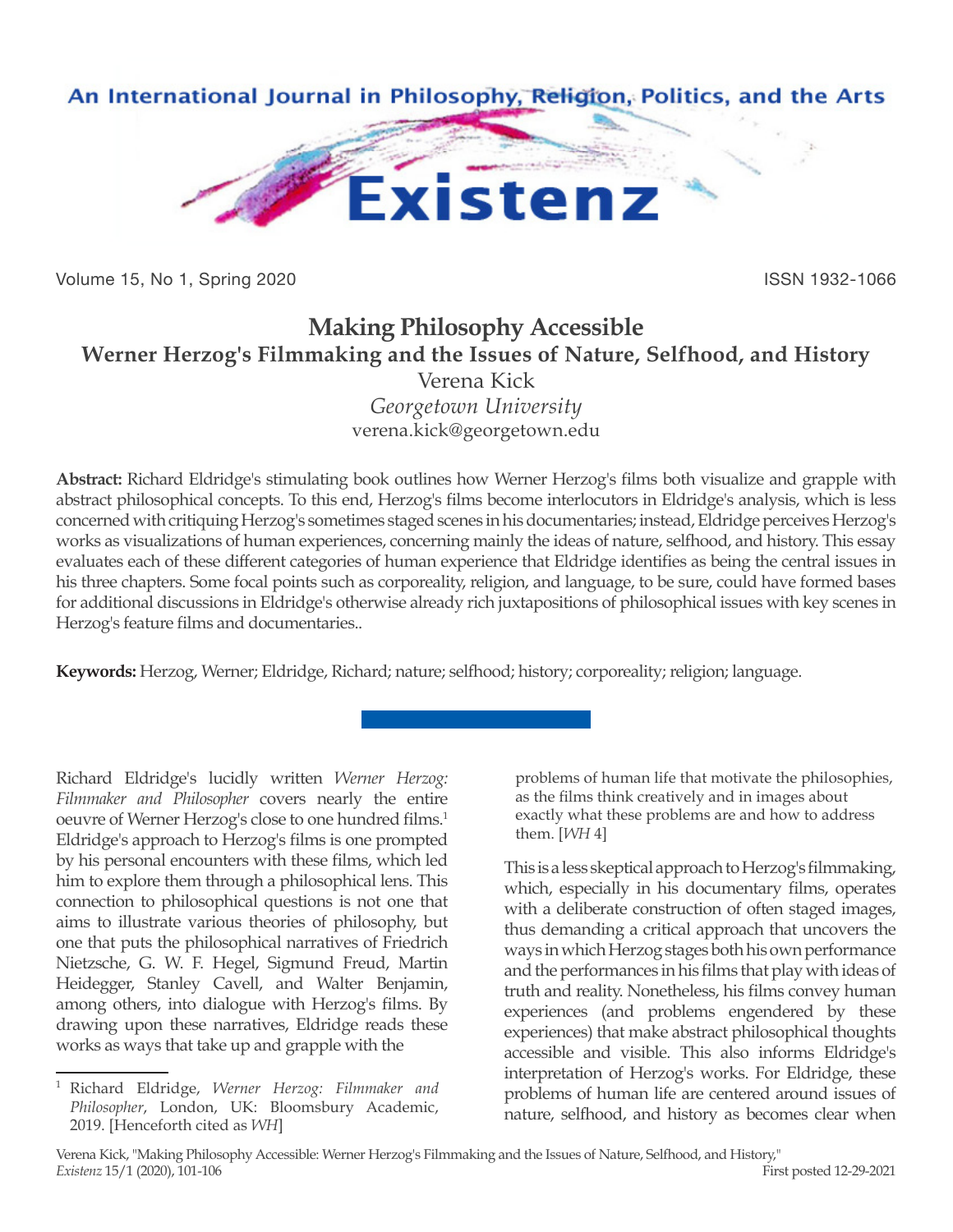# Making Philosophy Accessible

## Werner Herzog's Filmmaking and the Issues of Nature, Selfhood, and History

Verena Kick

*Georgetown University*

verena.kick@georgetown.edu

**Abstract:** Richard Eldridge's stimulating book outlines how Werner Herzog's films both visualize and grapple with abstract philosophical concepts. To this end, Herzog's films become interlocutors in Eldridge's analysis, which is less concerned with critiquing Herzog's sometimes staged scenes in his documentaries; instead, Eldridge perceives Herzog's works as visualizations of human experiences, concerning mainly the ideas of nature, selfhood, and history. This essay evaluates each of these different categories of human experience that Eldridge identifies as being the central issues in his three chapters. Some focal points such as corporeality, religion, and language, to be sure, could have formed bases for additional discussions in Eldridge's otherwise already rich juxtapositions of philosophical issues with key scenes in Herzog's feature films and documentaries..

**Keywords:** Herzog, Werner; Eldridge, Richard; nature; selfhood; history; corporeality; religion; language.

---

Richard Eldridge's lucidly written *Werner Herzog: Filmmaker and Philosopher* covers nearly the entire oeuvre of Werner Herzog's close to one hundred films.[1] Eldridge's approach to Herzog's films is one prompted by his personal encounters with these films, which led him to explore them through a philosophical lens. This connection to philosophical questions is not one that aims to illustrate various theories of philosophy, but one that puts the philosophical narratives of Friedrich Nietzsche, G. W. F. Hegel, Sigmund Freud, Martin Heidegger, Stanley Cavell, and Walter Benjamin, among others, into dialogue with Herzog's films. By drawing upon these narratives, Eldridge reads these works as ways that take up and grapple with the

> problems of human life that motivate the philosophies, as the films think creatively and in images about exactly what these problems are and how to address them. [*WH* 4]

This is a less skeptical approach to Herzog's filmmaking, which, especially in his documentary films, operates with a deliberate construction of often staged images, thus demanding a critical approach that uncovers the ways in which Herzog stages both his own performance and the performances in his films that play with ideas of truth and reality. Nonetheless, his films convey human experiences (and problems engendered by these experiences) that make abstract philosophical thoughts accessible and visible. This also informs Eldridge's interpretation of Herzog's works. For Eldridge, these problems of human life are centered around issues of nature, selfhood, and history as becomes clear when

[1] Richard Eldridge, *Werner Herzog: Filmmaker and Philosopher*, London, UK: Bloomsbury Academic, 2019. [Henceforth cited as *WH*]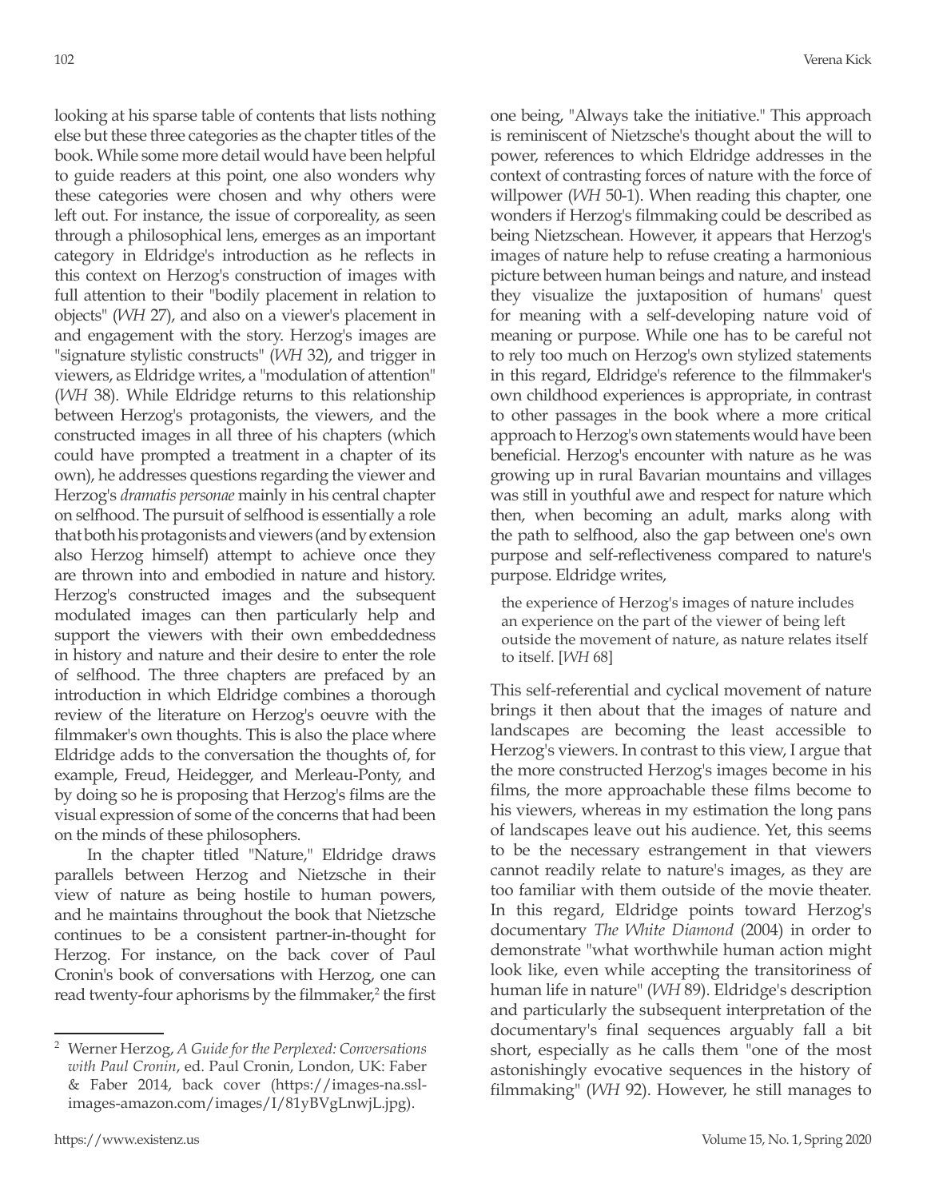looking at his sparse table of contents that lists nothing else but these three categories as the chapter titles of the book. While some more detail would have been helpful to guide readers at this point, one also wonders why these categories were chosen and why others were left out. For instance, the issue of corporeality, as seen through a philosophical lens, emerges as an important category in Eldridge's introduction as he reflects in this context on Herzog's construction of images with full attention to their "bodily placement in relation to objects" (*WH* 27), and also on a viewer's placement in and engagement with the story. Herzog's images are "signature stylistic constructs" (*WH* 32), and trigger in viewers, as Eldridge writes, a "modulation of attention" (*WH* 38). While Eldridge returns to this relationship between Herzog's protagonists, the viewers, and the constructed images in all three of his chapters (which could have prompted a treatment in a chapter of its own), he addresses questions regarding the viewer and Herzog's *dramatis personae* mainly in his central chapter on selfhood. The pursuit of selfhood is essentially a role that both his protagonists and viewers (and by extension also Herzog himself) attempt to achieve once they are thrown into and embodied in nature and history. Herzog's constructed images and the subsequent modulated images can then particularly help and support the viewers with their own embeddedness in history and nature and their desire to enter the role of selfhood. The three chapters are prefaced by an introduction in which Eldridge combines a thorough review of the literature on Herzog's oeuvre with the filmmaker's own thoughts. This is also the place where Eldridge adds to the conversation the thoughts of, for example, Freud, Heidegger, and Merleau-Ponty, and by doing so he is proposing that Herzog's films are the visual expression of some of the concerns that had been on the minds of these philosophers.

In the chapter titled "Nature," Eldridge draws parallels between Herzog and Nietzsche in their view of nature as being hostile to human powers, and he maintains throughout the book that Nietzsche continues to be a consistent partner-in-thought for Herzog. For instance, on the back cover of Paul Cronin's book of conversations with Herzog, one can read twenty-four aphorisms by the filmmaker,[2] the first one being, "Always take the initiative." This approach is reminiscent of Nietzsche's thought about the will to power, references to which Eldridge addresses in the context of contrasting forces of nature with the force of willpower (*WH* 50-1). When reading this chapter, one wonders if Herzog's filmmaking could be described as being Nietzschean. However, it appears that Herzog's images of nature help to refuse creating a harmonious picture between human beings and nature, and instead they visualize the juxtaposition of humans' quest for meaning with a self-developing nature void of meaning or purpose. While one has to be careful not to rely too much on Herzog's own stylized statements in this regard, Eldridge's reference to the filmmaker's own childhood experiences is appropriate, in contrast to other passages in the book where a more critical approach to Herzog's own statements would have been beneficial. Herzog's encounter with nature as he was growing up in rural Bavarian mountains and villages was still in youthful awe and respect for nature which then, when becoming an adult, marks along with the path to selfhood, also the gap between one's own purpose and self-reflectiveness compared to nature's purpose. Eldridge writes,

> the experience of Herzog's images of nature includes an experience on the part of the viewer of being left outside the movement of nature, as nature relates itself to itself. [*WH* 68]

This self-referential and cyclical movement of nature brings it then about that the images of nature and landscapes are becoming the least accessible to Herzog's viewers. In contrast to this view, I argue that the more constructed Herzog's images become in his films, the more approachable these films become to his viewers, whereas in my estimation the long pans of landscapes leave out his audience. Yet, this seems to be the necessary estrangement in that viewers cannot readily relate to nature's images, as they are too familiar with them outside of the movie theater. In this regard, Eldridge points toward Herzog's documentary *The White Diamond* (2004) in order to demonstrate "what worthwhile human action might look like, even while accepting the transitoriness of human life in nature" (*WH* 89). Eldridge's description and particularly the subsequent interpretation of the documentary's final sequences arguably fall a bit short, especially as he calls them "one of the most astonishingly evocative sequences in the history of filmmaking" (*WH* 92). However, he still manages to

---

[2] Werner Herzog, *A Guide for the Perplexed: Conversations with Paul Cronin*, ed. Paul Cronin, London, UK: Faber & Faber 2014, back cover (https://images-na.ssl-images-amazon.com/images/I/81yBVgLnwjL.jpg).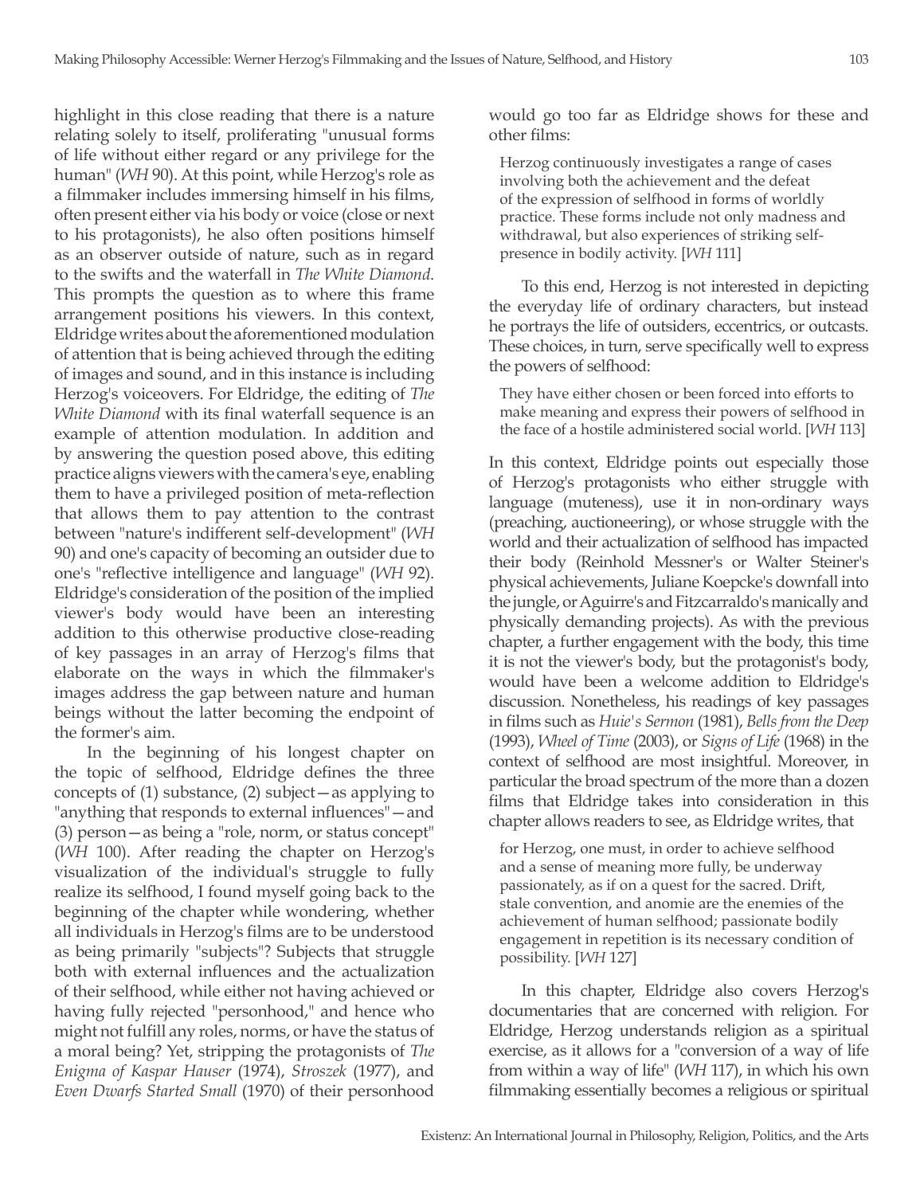highlight in this close reading that there is a nature relating solely to itself, proliferating "unusual forms of life without either regard or any privilege for the human" (*WH* 90). At this point, while Herzog's role as a filmmaker includes immersing himself in his films, often present either via his body or voice (close or next to his protagonists), he also often positions himself as an observer outside of nature, such as in regard to the swifts and the waterfall in *The White Diamond*. This prompts the question as to where this frame arrangement positions his viewers. In this context, Eldridge writes about the aforementioned modulation of attention that is being achieved through the editing of images and sound, and in this instance is including Herzog's voiceovers. For Eldridge, the editing of *The White Diamond* with its final waterfall sequence is an example of attention modulation. In addition and by answering the question posed above, this editing practice aligns viewers with the camera's eye, enabling them to have a privileged position of meta-reflection that allows them to pay attention to the contrast between "nature's indifferent self-development" (*WH* 90) and one's capacity of becoming an outsider due to one's "reflective intelligence and language" (*WH* 92). Eldridge's consideration of the position of the implied viewer's body would have been an interesting addition to this otherwise productive close-reading of key passages in an array of Herzog's films that elaborate on the ways in which the filmmaker's images address the gap between nature and human beings without the latter becoming the endpoint of the former's aim.

In the beginning of his longest chapter on the topic of selfhood, Eldridge defines the three concepts of (1) substance, (2) subject—as applying to "anything that responds to external influences"—and (3) person—as being a "role, norm, or status concept" (*WH* 100). After reading the chapter on Herzog's visualization of the individual's struggle to fully realize its selfhood, I found myself going back to the beginning of the chapter while wondering, whether all individuals in Herzog's films are to be understood as being primarily "subjects"? Subjects that struggle both with external influences and the actualization of their selfhood, while either not having achieved or having fully rejected "personhood," and hence who might not fulfill any roles, norms, or have the status of a moral being? Yet, stripping the protagonists of *The Enigma of Kaspar Hauser* (1974), *Stroszek* (1977), and *Even Dwarfs Started Small* (1970) of their personhood would go too far as Eldridge shows for these and other films:

> Herzog continuously investigates a range of cases involving both the achievement and the defeat of the expression of selfhood in forms of worldly practice. These forms include not only madness and withdrawal, but also experiences of striking self-presence in bodily activity. [*WH* 111]

To this end, Herzog is not interested in depicting the everyday life of ordinary characters, but instead he portrays the life of outsiders, eccentrics, or outcasts. These choices, in turn, serve specifically well to express the powers of selfhood:

> They have either chosen or been forced into efforts to make meaning and express their powers of selfhood in the face of a hostile administered social world. [*WH* 113]

In this context, Eldridge points out especially those of Herzog's protagonists who either struggle with language (muteness), use it in non-ordinary ways (preaching, auctioneering), or whose struggle with the world and their actualization of selfhood has impacted their body (Reinhold Messner's or Walter Steiner's physical achievements, Juliane Koepcke's downfall into the jungle, or Aguirre's and Fitzcarraldo's manically and physically demanding projects). As with the previous chapter, a further engagement with the body, this time it is not the viewer's body, but the protagonist's body, would have been a welcome addition to Eldridge's discussion. Nonetheless, his readings of key passages in films such as *Huie's Sermon* (1981), *Bells from the Deep* (1993), *Wheel of Time* (2003), or *Signs of Life* (1968) in the context of selfhood are most insightful. Moreover, in particular the broad spectrum of the more than a dozen films that Eldridge takes into consideration in this chapter allows readers to see, as Eldridge writes, that

> for Herzog, one must, in order to achieve selfhood and a sense of meaning more fully, be underway passionately, as if on a quest for the sacred. Drift, stale convention, and anomie are the enemies of the achievement of human selfhood; passionate bodily engagement in repetition is its necessary condition of possibility. [*WH* 127]

In this chapter, Eldridge also covers Herzog's documentaries that are concerned with religion. For Eldridge, Herzog understands religion as a spiritual exercise, as it allows for a "conversion of a way of life from within a way of life" (*WH* 117), in which his own filmmaking essentially becomes a religious or spiritual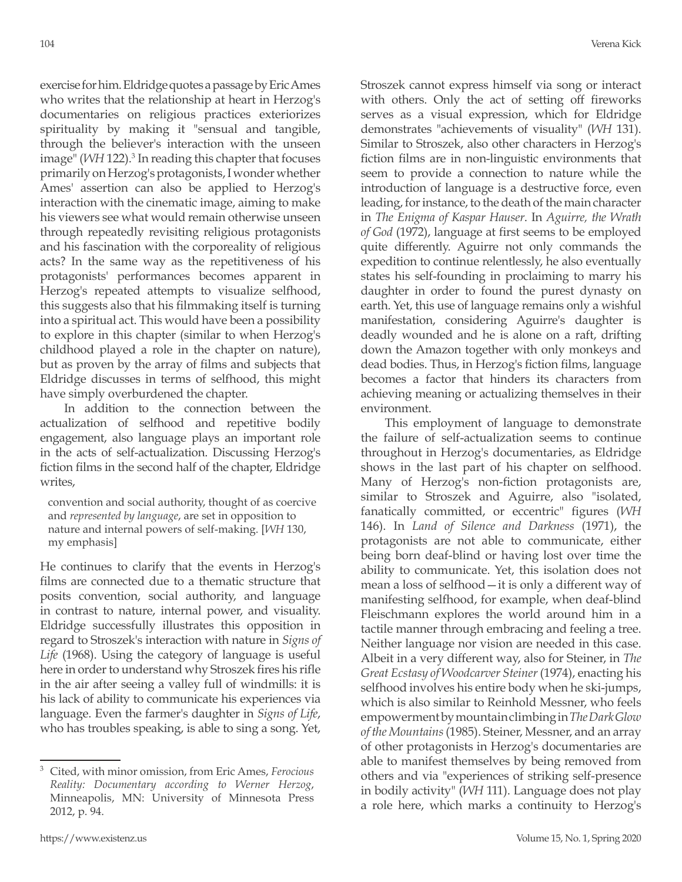exercise for him. Eldridge quotes a passage by Eric Ames who writes that the relationship at heart in Herzog's documentaries on religious practices exteriorizes spirituality by making it "sensual and tangible, through the believer's interaction with the unseen image" (*WH* 122).[3] In reading this chapter that focuses primarily on Herzog's protagonists, I wonder whether Ames' assertion can also be applied to Herzog's interaction with the cinematic image, aiming to make his viewers see what would remain otherwise unseen through repeatedly revisiting religious protagonists and his fascination with the corporeality of religious acts? In the same way as the repetitiveness of his protagonists' performances becomes apparent in Herzog's repeated attempts to visualize selfhood, this suggests also that his filmmaking itself is turning into a spiritual act. This would have been a possibility to explore in this chapter (similar to when Herzog's childhood played a role in the chapter on nature), but as proven by the array of films and subjects that Eldridge discusses in terms of selfhood, this might have simply overburdened the chapter.

In addition to the connection between the actualization of selfhood and repetitive bodily engagement, also language plays an important role in the acts of self-actualization. Discussing Herzog's fiction films in the second half of the chapter, Eldridge writes,

> convention and social authority, thought of as coercive and *represented by language*, are set in opposition to nature and internal powers of self-making. [*WH* 130, my emphasis]

He continues to clarify that the events in Herzog's films are connected due to a thematic structure that posits convention, social authority, and language in contrast to nature, internal power, and visuality. Eldridge successfully illustrates this opposition in regard to Stroszek's interaction with nature in *Signs of Life* (1968). Using the category of language is useful here in order to understand why Stroszek fires his rifle in the air after seeing a valley full of windmills: it is his lack of ability to communicate his experiences via language. Even the farmer's daughter in *Signs of Life*, who has troubles speaking, is able to sing a song. Yet, Stroszek cannot express himself via song or interact with others. Only the act of setting off fireworks serves as a visual expression, which for Eldridge demonstrates "achievements of visuality" (*WH* 131). Similar to Stroszek, also other characters in Herzog's fiction films are in non-linguistic environments that seem to provide a connection to nature while the introduction of language is a destructive force, even leading, for instance, to the death of the main character in *The Enigma of Kaspar Hauser*. In *Aguirre, the Wrath of God* (1972), language at first seems to be employed quite differently. Aguirre not only commands the expedition to continue relentlessly, he also eventually states his self-founding in proclaiming to marry his daughter in order to found the purest dynasty on earth. Yet, this use of language remains only a wishful manifestation, considering Aguirre's daughter is deadly wounded and he is alone on a raft, drifting down the Amazon together with only monkeys and dead bodies. Thus, in Herzog's fiction films, language becomes a factor that hinders its characters from achieving meaning or actualizing themselves in their environment.

This employment of language to demonstrate the failure of self-actualization seems to continue throughout in Herzog's documentaries, as Eldridge shows in the last part of his chapter on selfhood. Many of Herzog's non-fiction protagonists are, similar to Stroszek and Aguirre, also "isolated, fanatically committed, or eccentric" figures (*WH* 146). In *Land of Silence and Darkness* (1971), the protagonists are not able to communicate, either being born deaf-blind or having lost over time the ability to communicate. Yet, this isolation does not mean a loss of selfhood—it is only a different way of manifesting selfhood, for example, when deaf-blind Fleischmann explores the world around him in a tactile manner through embracing and feeling a tree. Neither language nor vision are needed in this case. Albeit in a very different way, also for Steiner, in *The Great Ecstasy of Woodcarver Steiner* (1974), enacting his selfhood involves his entire body when he ski-jumps, which is also similar to Reinhold Messner, who feels empowerment by mountain climbing in *The Dark Glow of the Mountains* (1985). Steiner, Messner, and an array of other protagonists in Herzog's documentaries are able to manifest themselves by being removed from others and via "experiences of striking self-presence in bodily activity" (*WH* 111). Language does not play a role here, which marks a continuity to Herzog's

---

[3] Cited, with minor omission, from Eric Ames, *Ferocious Reality: Documentary according to Werner Herzog*, Minneapolis, MN: University of Minnesota Press 2012, p. 94.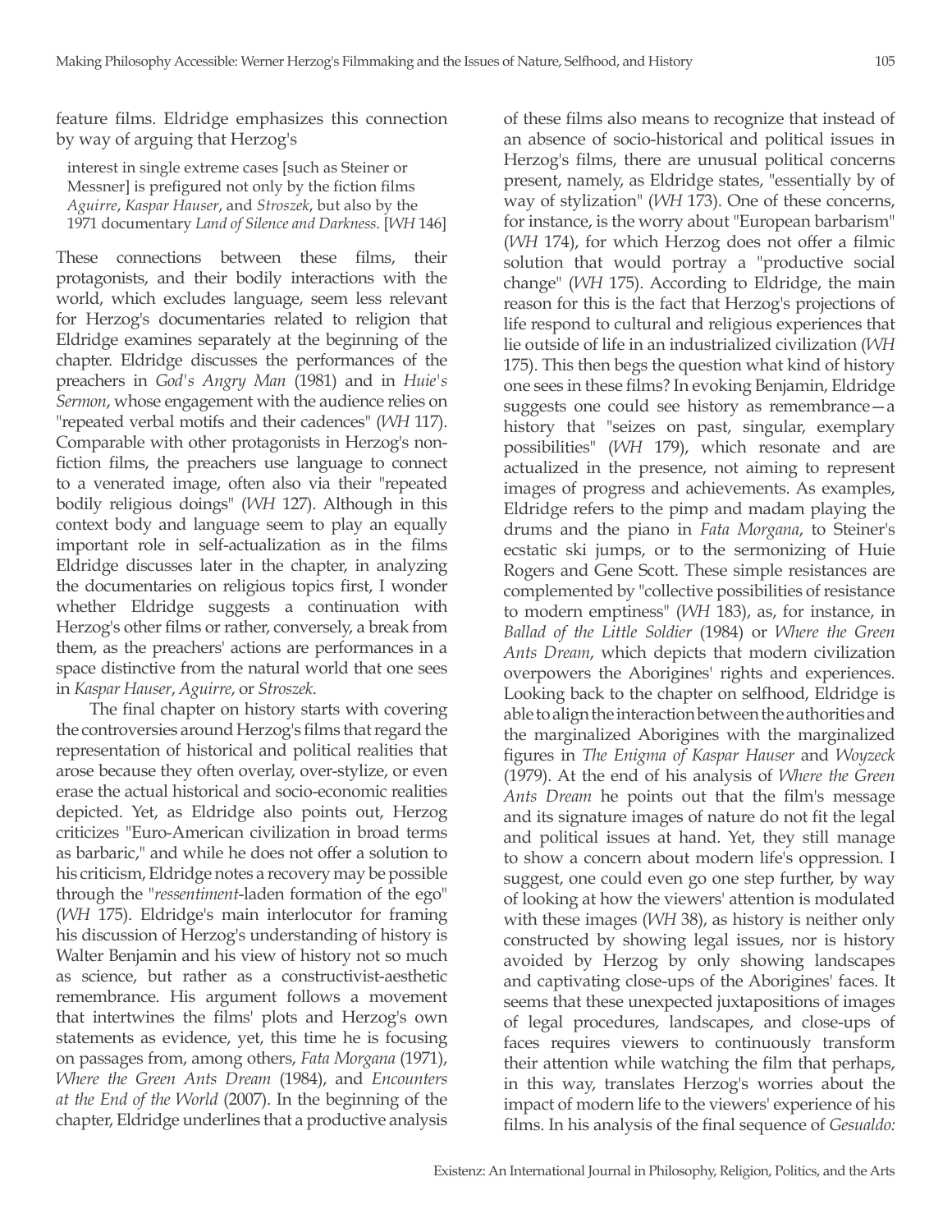feature films. Eldridge emphasizes this connection by way of arguing that Herzog's

> interest in single extreme cases [such as Steiner or Messner] is prefigured not only by the fiction films *Aguirre*, *Kaspar Hauser*, and *Stroszek*, but also by the 1971 documentary *Land of Silence and Darkness*. [*WH* 146]

These connections between these films, their protagonists, and their bodily interactions with the world, which excludes language, seem less relevant for Herzog's documentaries related to religion that Eldridge examines separately at the beginning of the chapter. Eldridge discusses the performances of the preachers in *God's Angry Man* (1981) and in *Huie's Sermon*, whose engagement with the audience relies on "repeated verbal motifs and their cadences" (*WH* 117). Comparable with other protagonists in Herzog's non-fiction films, the preachers use language to connect to a venerated image, often also via their "repeated bodily religious doings" (*WH* 127). Although in this context body and language seem to play an equally important role in self-actualization as in the films Eldridge discusses later in the chapter, in analyzing the documentaries on religious topics first, I wonder whether Eldridge suggests a continuation with Herzog's other films or rather, conversely, a break from them, as the preachers' actions are performances in a space distinctive from the natural world that one sees in *Kaspar Hauser*, *Aguirre*, or *Stroszek*.

The final chapter on history starts with covering the controversies around Herzog's films that regard the representation of historical and political realities that arose because they often overlay, over-stylize, or even erase the actual historical and socio-economic realities depicted. Yet, as Eldridge also points out, Herzog criticizes "Euro-American civilization in broad terms as barbaric," and while he does not offer a solution to his criticism, Eldridge notes a recovery may be possible through the "*ressentiment*-laden formation of the ego" (*WH* 175). Eldridge's main interlocutor for framing his discussion of Herzog's understanding of history is Walter Benjamin and his view of history not so much as science, but rather as a constructivist-aesthetic remembrance. His argument follows a movement that intertwines the films' plots and Herzog's own statements as evidence, yet, this time he is focusing on passages from, among others, *Fata Morgana* (1971), *Where the Green Ants Dream* (1984), and *Encounters at the End of the World* (2007). In the beginning of the chapter, Eldridge underlines that a productive analysis of these films also means to recognize that instead of an absence of socio-historical and political issues in Herzog's films, there are unusual political concerns present, namely, as Eldridge states, "essentially by of way of stylization" (*WH* 173). One of these concerns, for instance, is the worry about "European barbarism" (*WH* 174), for which Herzog does not offer a filmic solution that would portray a "productive social change" (*WH* 175). According to Eldridge, the main reason for this is the fact that Herzog's projections of life respond to cultural and religious experiences that lie outside of life in an industrialized civilization (*WH* 175). This then begs the question what kind of history one sees in these films? In evoking Benjamin, Eldridge suggests one could see history as remembrance—a history that "seizes on past, singular, exemplary possibilities" (*WH* 179), which resonate and are actualized in the presence, not aiming to represent images of progress and achievements. As examples, Eldridge refers to the pimp and madam playing the drums and the piano in *Fata Morgana*, to Steiner's ecstatic ski jumps, or to the sermonizing of Huie Rogers and Gene Scott. These simple resistances are complemented by "collective possibilities of resistance to modern emptiness" (*WH* 183), as, for instance, in *Ballad of the Little Soldier* (1984) or *Where the Green Ants Dream*, which depicts that modern civilization overpowers the Aborigines' rights and experiences. Looking back to the chapter on selfhood, Eldridge is able to align the interaction between the authorities and the marginalized Aborigines with the marginalized figures in *The Enigma of Kaspar Hauser* and *Woyzeck* (1979). At the end of his analysis of *Where the Green Ants Dream* he points out that the film's message and its signature images of nature do not fit the legal and political issues at hand. Yet, they still manage to show a concern about modern life's oppression. I suggest, one could even go one step further, by way of looking at how the viewers' attention is modulated with these images (*WH* 38), as history is neither only constructed by showing legal issues, nor is history avoided by Herzog by only showing landscapes and captivating close-ups of the Aborigines' faces. It seems that these unexpected juxtapositions of images of legal procedures, landscapes, and close-ups of faces requires viewers to continuously transform their attention while watching the film that perhaps, in this way, translates Herzog's worries about the impact of modern life to the viewers' experience of his films. In his analysis of the final sequence of *Gesualdo:*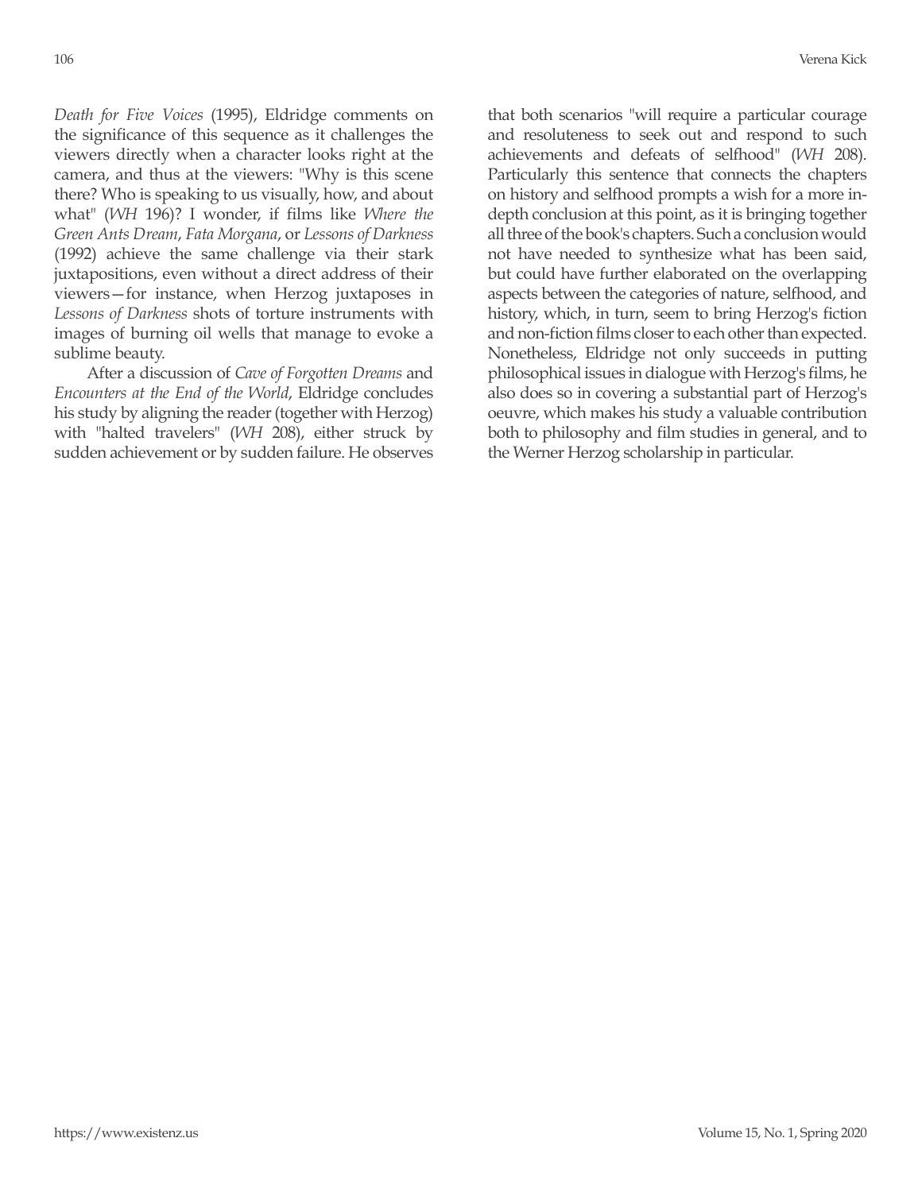*Death for Five Voices* (1995), Eldridge comments on the significance of this sequence as it challenges the viewers directly when a character looks right at the camera, and thus at the viewers: "Why is this scene there? Who is speaking to us visually, how, and about what" (*WH* 196)? I wonder, if films like *Where the Green Ants Dream*, *Fata Morgana*, or *Lessons of Darkness* (1992) achieve the same challenge via their stark juxtapositions, even without a direct address of their viewers—for instance, when Herzog juxtaposes in *Lessons of Darkness* shots of torture instruments with images of burning oil wells that manage to evoke a sublime beauty.

After a discussion of *Cave of Forgotten Dreams* and *Encounters at the End of the World*, Eldridge concludes his study by aligning the reader (together with Herzog) with "halted travelers" (*WH* 208), either struck by sudden achievement or by sudden failure. He observes that both scenarios "will require a particular courage and resoluteness to seek out and respond to such achievements and defeats of selfhood" (*WH* 208). Particularly this sentence that connects the chapters on history and selfhood prompts a wish for a more in-depth conclusion at this point, as it is bringing together all three of the book's chapters. Such a conclusion would not have needed to synthesize what has been said, but could have further elaborated on the overlapping aspects between the categories of nature, selfhood, and history, which, in turn, seem to bring Herzog's fiction and non-fiction films closer to each other than expected. Nonetheless, Eldridge not only succeeds in putting philosophical issues in dialogue with Herzog's films, he also does so in covering a substantial part of Herzog's oeuvre, which makes his study a valuable contribution both to philosophy and film studies in general, and to the Werner Herzog scholarship in particular.